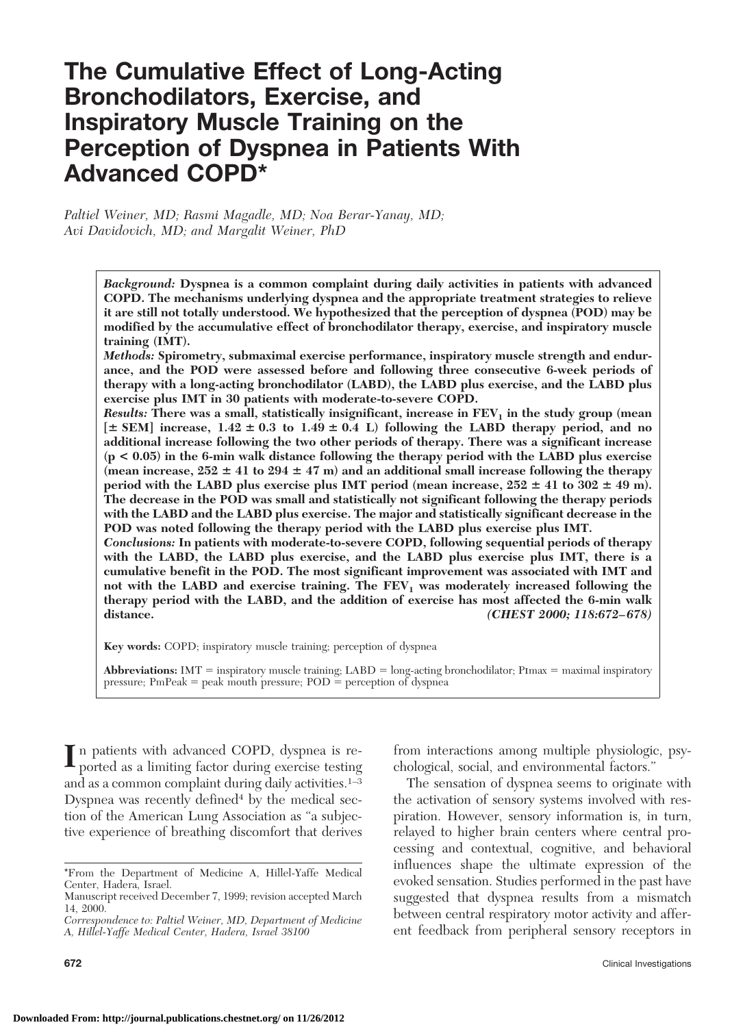# The Cumulative Effect of Long-Acting Bronchodilators, Exercise, and Inspiratory Muscle Training on the Perception of Dyspnea in Patients With Advanced COPD*

*Paltiel Weiner, MD; Rasmi Magadle, MD; Noa Berar-Yanay, MD; Avi Davidovich, MD; and Margalit Weiner, PhD*

***Background:*** **Dyspnea is a common complaint during daily activities in patients with advanced COPD. The mechanisms underlying dyspnea and the appropriate treatment strategies to relieve it are still not totally understood. We hypothesized that the perception of dyspnea (POD) may be modified by the accumulative effect of bronchodilator therapy, exercise, and inspiratory muscle training (IMT).**

***Methods:*** **Spirometry, submaximal exercise performance, inspiratory muscle strength and endurance, and the POD were assessed before and following three consecutive 6-week periods of therapy with a long-acting bronchodilator (LABD), the LABD plus exercise, and the LABD plus exercise plus IMT in 30 patients with moderate-to-severe COPD.**

***Results:*** **There was a small, statistically insignificant, increase in $FEV_1$ in the study group (mean [± SEM] increase, 1.42 ± 0.3 to 1.49 ± 0.4 L) following the LABD therapy period, and no additional increase following the two other periods of therapy. There was a significant increase ($p < 0.05$) in the 6-min walk distance following the therapy period with the LABD plus exercise (mean increase, 252 ± 41 to 294 ± 47 m) and an additional small increase following the therapy period with the LABD plus exercise plus IMT period (mean increase, 252 ± 41 to 302 ± 49 m). The decrease in the POD was small and statistically not significant following the therapy periods with the LABD and the LABD plus exercise. The major and statistically significant decrease in the POD was noted following the therapy period with the LABD plus exercise plus IMT.**

***Conclusions:*** **In patients with moderate-to-severe COPD, following sequential periods of therapy with the LABD, the LABD plus exercise, and the LABD plus exercise plus IMT, there is a cumulative benefit in the POD. The most significant improvement was associated with IMT and not with the LABD and exercise training. The $FEV_1$ was moderately increased following the therapy period with the LABD, and the addition of exercise has most affected the 6-min walk distance.** ***(CHEST 2000; 118:672–678)***

**Key words:** COPD; inspiratory muscle training; perception of dyspnea

**Abbreviations:** IMT = inspiratory muscle training; LABD = long-acting bronchodilator; PImax = maximal inspiratory pressure; PmPeak = peak mouth pressure; POD = perception of dyspnea

In patients with advanced COPD, dyspnea is reported as a limiting factor during exercise testing and as a common complaint during daily activities.[1–3] Dyspnea was recently defined[4] by the medical section of the American Lung Association as "a subjective experience of breathing discomfort that derives from interactions among multiple physiologic, psychological, social, and environmental factors."

The sensation of dyspnea seems to originate with the activation of sensory systems involved with respiration. However, sensory information is, in turn, relayed to higher brain centers where central processing and contextual, cognitive, and behavioral influences shape the ultimate expression of the evoked sensation. Studies performed in the past have suggested that dyspnea results from a mismatch between central respiratory motor activity and afferent feedback from peripheral sensory receptors in

*From the Department of Medicine A, Hillel-Yaffe Medical Center, Hadera, Israel.

Manuscript received December 7, 1999; revision accepted March 14, 2000.

*Correspondence to: Paltiel Weiner, MD, Department of Medicine A, Hillel-Yaffe Medical Center, Hadera, Israel 38100*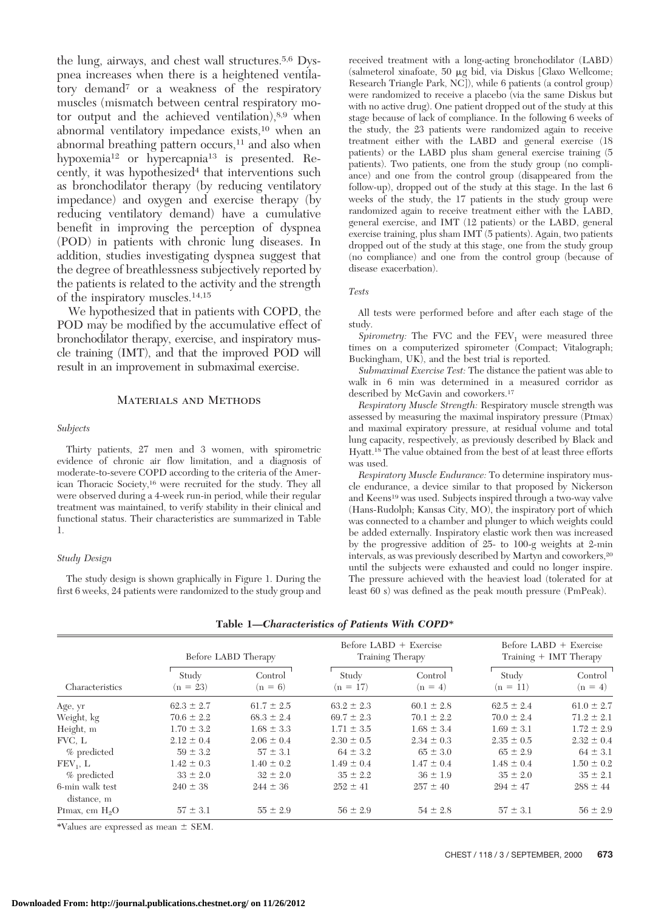the lung, airways, and chest wall structures.[5,6] Dyspnea increases when there is a heightened ventilatory demand[7] or a weakness of the respiratory muscles (mismatch between central respiratory motor output and the achieved ventilation),[8,9] when abnormal ventilatory impedance exists,[10] when an abnormal breathing pattern occurs,[11] and also when hypoxemia[12] or hypercapnia[13] is presented. Recently, it was hypothesized[4] that interventions such as bronchodilator therapy (by reducing ventilatory impedance) and oxygen and exercise therapy (by reducing ventilatory demand) have a cumulative benefit in improving the perception of dyspnea (POD) in patients with chronic lung diseases. In addition, studies investigating dyspnea suggest that the degree of breathlessness subjectively reported by the patients is related to the activity and the strength of the inspiratory muscles.[14,15]

We hypothesized that in patients with COPD, the POD may be modified by the accumulative effect of bronchodilator therapy, exercise, and inspiratory muscle training (IMT), and that the improved POD will result in an improvement in submaximal exercise.

## Materials and Methods

### *Subjects*

Thirty patients, 27 men and 3 women, with spirometric evidence of chronic air flow limitation, and a diagnosis of moderate-to-severe COPD according to the criteria of the American Thoracic Society,[16] were recruited for the study. They all were observed during a 4-week run-in period, while their regular treatment was maintained, to verify stability in their clinical and functional status. Their characteristics are summarized in Table 1.

### *Study Design*

The study design is shown graphically in Figure 1. During the first 6 weeks, 24 patients were randomized to the study group and received treatment with a long-acting bronchodilator (LABD) (salmeterol xinafoate, 50 μg bid, via Diskus [Glaxo Wellcome; Research Triangle Park, NC]), while 6 patients (a control group) were randomized to receive a placebo (via the same Diskus but with no active drug). One patient dropped out of the study at this stage because of lack of compliance. In the following 6 weeks of the study, the 23 patients were randomized again to receive treatment either with the LABD and general exercise (18 patients) or the LABD plus sham general exercise training (5 patients). Two patients, one from the study group (no compliance) and one from the control group (disappeared from the follow-up), dropped out of the study at this stage. In the last 6 weeks of the study, the 17 patients in the study group were randomized again to receive treatment either with the LABD, general exercise, and IMT (12 patients) or the LABD, general exercise training, plus sham IMT (5 patients). Again, two patients dropped out of the study at this stage, one from the study group (no compliance) and one from the control group (because of disease exacerbation).

### *Tests*

All tests were performed before and after each stage of the study.

*Spirometry:* The FVC and the $FEV_1$ were measured three times on a computerized spirometer (Compact; Vitalograph; Buckingham, UK), and the best trial is reported.

*Submaximal Exercise Test:* The distance the patient was able to walk in 6 min was determined in a measured corridor as described by McGavin and coworkers.[17]

*Respiratory Muscle Strength:* Respiratory muscle strength was assessed by measuring the maximal inspiratory pressure (PImax) and maximal expiratory pressure, at residual volume and total lung capacity, respectively, as previously described by Black and Hyatt.[18] The value obtained from the best of at least three efforts was used.

*Respiratory Muscle Endurance:* To determine inspiratory muscle endurance, a device similar to that proposed by Nickerson and Keens[19] was used. Subjects inspired through a two-way valve (Hans-Rudolph; Kansas City, MO), the inspiratory port of which was connected to a chamber and plunger to which weights could be added externally. Inspiratory elastic work then was increased by the progressive addition of 25- to 100-g weights at 2-min intervals, as was previously described by Martyn and coworkers,[20] until the subjects were exhausted and could no longer inspire. The pressure achieved with the heaviest load (tolerated for at least 60 s) was defined as the peak mouth pressure (PmPeak).

**Table 1—*Characteristics of Patients With COPD****

| Characteristics | Before LABD Therapy | | Before LABD + Exercise Training Therapy | | Before LABD + Exercise Training + IMT Therapy | |
|---|---|---|---|---|---|---|
| | Study (n = 23) | Control (n = 6) | Study (n = 17) | Control (n = 4) | Study (n = 11) | Control (n = 4) |
| Age, yr | 62.3 ± 2.7 | 61.7 ± 2.5 | 63.2 ± 2.3 | 60.1 ± 2.8 | 62.5 ± 2.4 | 61.0 ± 2.7 |
| Weight, kg | 70.6 ± 2.2 | 68.3 ± 2.4 | 69.7 ± 2.3 | 70.1 ± 2.2 | 70.0 ± 2.4 | 71.2 ± 2.1 |
| Height, m | 1.70 ± 3.2 | 1.68 ± 3.3 | 1.71 ± 3.5 | 1.68 ± 3.4 | 1.69 ± 3.1 | 1.72 ± 2.9 |
| FVC, L | 2.12 ± 0.4 | 2.06 ± 0.4 | 2.30 ± 0.5 | 2.34 ± 0.3 | 2.35 ± 0.5 | 2.32 ± 0.4 |
| % predicted | 59 ± 3.2 | 57 ± 3.1 | 64 ± 3.2 | 65 ± 3.0 | 65 ± 2.9 | 64 ± 3.1 |
| $FEV_1$, L | 1.42 ± 0.3 | 1.40 ± 0.2 | 1.49 ± 0.4 | 1.47 ± 0.4 | 1.48 ± 0.4 | 1.50 ± 0.2 |
| % predicted | 33 ± 2.0 | 32 ± 2.0 | 35 ± 2.2 | 36 ± 1.9 | 35 ± 2.0 | 35 ± 2.1 |
| 6-min walk test distance, m | 240 ± 38 | 244 ± 36 | 252 ± 41 | 257 ± 40 | 294 ± 47 | 288 ± 44 |
| PImax, cm $H_2O$ | 57 ± 3.1 | 55 ± 2.9 | 56 ± 2.9 | 54 ± 2.8 | 57 ± 3.1 | 56 ± 2.9 |

*Values are expressed as mean ± SEM.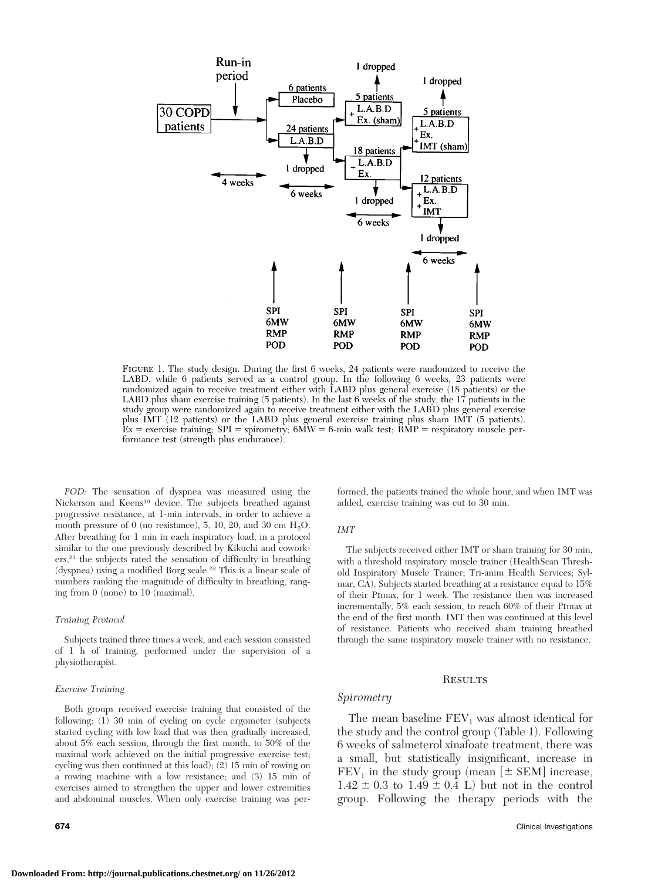FIGURE 1. The study design. During the first 6 weeks, 24 patients were randomized to receive the LABD, while 6 patients served as a control group. In the following 6 weeks, 23 patients were randomized again to receive treatment either with LABD plus general exercise (18 patients) or the LABD plus sham exercise training (5 patients). In the last 6 weeks of the study, the 17 patients in the study group were randomized again to receive treatment either with the LABD plus general exercise plus IMT (12 patients) or the LABD plus general exercise training plus sham IMT (5 patients). Ex = exercise training; SPI = spirometry; 6MW = 6-min walk test; RMP = respiratory muscle performance test (strength plus endurance).

*POD:* The sensation of dyspnea was measured using the Nickerson and Keens[19] device. The subjects breathed against progressive resistance, at 1-min intervals, in order to achieve a mouth pressure of 0 (no resistance), 5, 10, 20, and 30 cm $H_2O$. After breathing for 1 min in each inspiratory load, in a protocol similar to the one previously described by Kikuchi and coworkers,[21] the subjects rated the sensation of difficulty in breathing (dyspnea) using a modified Borg scale.[22] This is a linear scale of numbers ranking the magnitude of difficulty in breathing, ranging from 0 (none) to 10 (maximal).

### *Training Protocol*

Subjects trained three times a week, and each session consisted of 1 h of training, performed under the supervision of a physiotherapist.

### *Exercise Training*

Both groups received exercise training that consisted of the following: (1) 30 min of cycling on cycle ergometer (subjects started cycling with low load that was then gradually increased, about 5% each session, through the first month, to 50% of the maximal work achieved on the initial progressive exercise test; cycling was then continued at this load); (2) 15 min of rowing on a rowing machine with a low resistance; and (3) 15 min of exercises aimed to strengthen the upper and lower extremities and abdominal muscles. When only exercise training was performed, the patients trained the whole hour, and when IMT was added, exercise training was cut to 30 min.

### *IMT*

The subjects received either IMT or sham training for 30 min, with a threshold inspiratory muscle trainer (HealthScan Threshold Inspiratory Muscle Trainer; Tri-anim Health Services; Sylmar, CA). Subjects started breathing at a resistance equal to 15% of their PImax, for 1 week. The resistance then was increased incrementally, 5% each session, to reach 60% of their PImax at the end of the first month. IMT then was continued at this level of resistance. Patients who received sham training breathed through the same inspiratory muscle trainer with no resistance.

## RESULTS

### *Spirometry*

The mean baseline $FEV_1$ was almost identical for the study and the control group (Table 1). Following 6 weeks of salmeterol xinafoate treatment, there was a small, but statistically insignificant, increase in $FEV_1$ in the study group (mean [$\pm$ SEM] increase, $1.42 \pm 0.3$ to $1.49 \pm 0.4$ L) but not in the control group. Following the therapy periods with the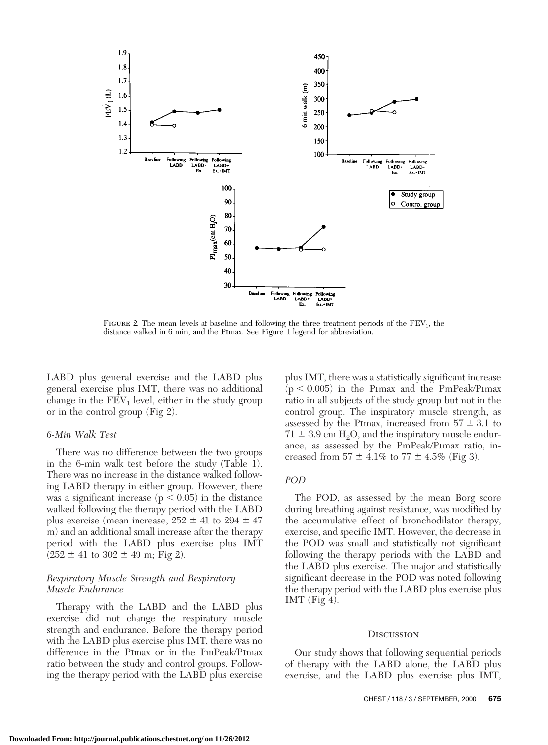FIGURE 2. The mean levels at baseline and following the three treatment periods of the $FEV_1$, the distance walked in 6 min, and the PImax. See Figure 1 legend for abbreviation.

LABD plus general exercise and the LABD plus general exercise plus IMT, there was no additional change in the $FEV_1$ level, either in the study group or in the control group (Fig 2).

### 6-Min Walk Test

There was no difference between the two groups in the 6-min walk test before the study (Table 1). There was no increase in the distance walked following LABD therapy in either group. However, there was a significant increase ($p < 0.05$) in the distance walked following the therapy period with the LABD plus exercise (mean increase, $252 \pm 41$ to $294 \pm 47$ m) and an additional small increase after the therapy period with the LABD plus exercise plus IMT ($252 \pm 41$ to $302 \pm 49$ m; Fig 2).

### Respiratory Muscle Strength and Respiratory Muscle Endurance

Therapy with the LABD and the LABD plus exercise did not change the respiratory muscle strength and endurance. Before the therapy period with the LABD plus exercise plus IMT, there was no difference in the PImax or in the PmPeak/PImax ratio between the study and control groups. Following the therapy period with the LABD plus exercise plus IMT, there was a statistically significant increase ($p < 0.005$) in the PImax and the PmPeak/PImax ratio in all subjects of the study group but not in the control group. The inspiratory muscle strength, as assessed by the PImax, increased from $57 \pm 3.1$ to $71 \pm 3.9$ cm $H_2O$, and the inspiratory muscle endurance, as assessed by the PmPeak/PImax ratio, increased from $57 \pm 4.1\%$ to $77 \pm 4.5\%$ (Fig 3).

### POD

The POD, as assessed by the mean Borg score during breathing against resistance, was modified by the accumulative effect of bronchodilator therapy, exercise, and specific IMT. However, the decrease in the POD was small and statistically not significant following the therapy periods with the LABD and the LABD plus exercise. The major and statistically significant decrease in the POD was noted following the therapy period with the LABD plus exercise plus IMT (Fig 4).

## Discussion

Our study shows that following sequential periods of therapy with the LABD alone, the LABD plus exercise, and the LABD plus exercise plus IMT,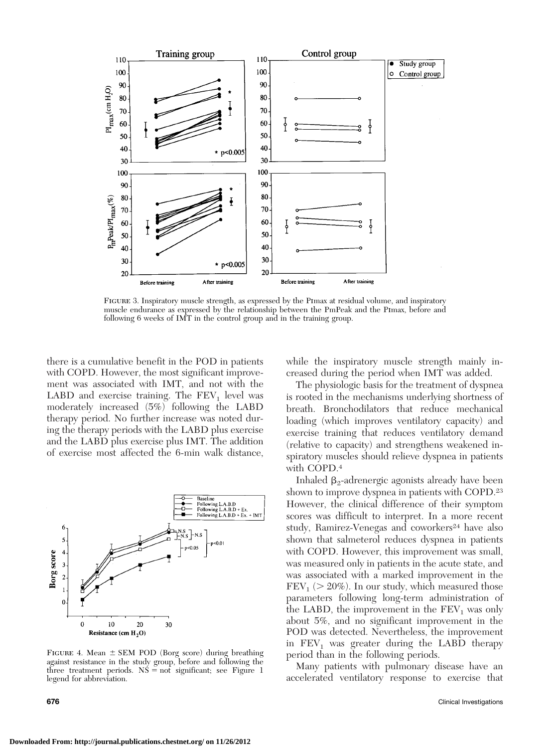FIGURE 3. Inspiratory muscle strength, as expressed by the PImax at residual volume, and inspiratory muscle endurance as expressed by the relationship between the PmPeak and the PImax, before and following 6 weeks of IMT in the control group and in the training group.

there is a cumulative benefit in the POD in patients with COPD. However, the most significant improvement was associated with IMT, and not with the LABD and exercise training. The $FEV_1$ level was moderately increased (5%) following the LABD therapy period. No further increase was noted during the therapy periods with the LABD plus exercise and the LABD plus exercise plus IMT. The addition of exercise most affected the 6-min walk distance, while the inspiratory muscle strength mainly increased during the period when IMT was added.

The physiologic basis for the treatment of dyspnea is rooted in the mechanisms underlying shortness of breath. Bronchodilators that reduce mechanical loading (which improves ventilatory capacity) and exercise training that reduces ventilatory demand (relative to capacity) and strengthens weakened inspiratory muscles should relieve dyspnea in patients with COPD.[4]

Inhaled $\beta_2$-adrenergic agonists already have been shown to improve dyspnea in patients with COPD.[23] However, the clinical difference of their symptom scores was difficult to interpret. In a more recent study, Ramirez-Venegas and coworkers[24] have also shown that salmeterol reduces dyspnea in patients with COPD. However, this improvement was small, was measured only in patients in the acute state, and was associated with a marked improvement in the $FEV_1$ (> 20%). In our study, which measured those parameters following long-term administration of the LABD, the improvement in the $FEV_1$ was only about 5%, and no significant improvement in the POD was detected. Nevertheless, the improvement in $FEV_1$ was greater during the LABD therapy period than in the following periods.

FIGURE 4. Mean ± SEM POD (Borg score) during breathing against resistance in the study group, before and following the three treatment periods. NS = not significant; see Figure 1 legend for abbreviation.

Many patients with pulmonary disease have an accelerated ventilatory response to exercise that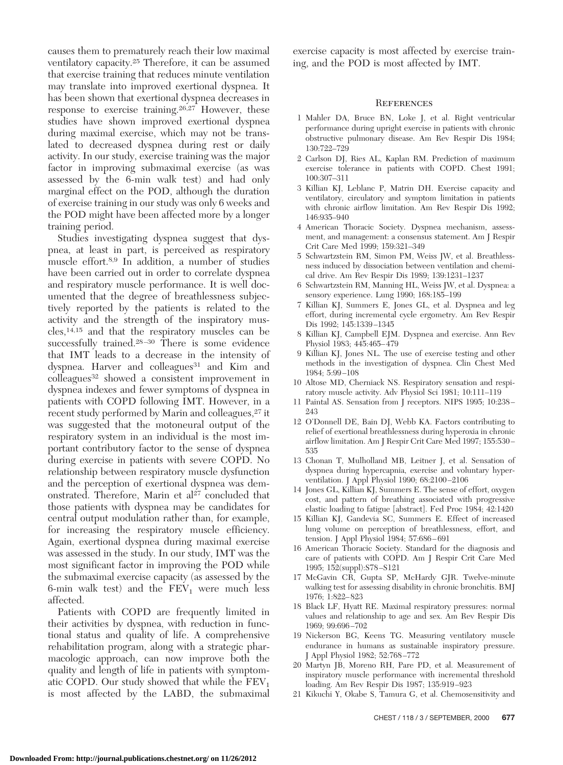causes them to prematurely reach their low maximal ventilatory capacity.[25] Therefore, it can be assumed that exercise training that reduces minute ventilation may translate into improved exertional dyspnea. It has been shown that exertional dyspnea decreases in response to exercise training.[26,27] However, these studies have shown improved exertional dyspnea during maximal exercise, which may not be translated to decreased dyspnea during rest or daily activity. In our study, exercise training was the major factor in improving submaximal exercise (as was assessed by the 6-min walk test) and had only marginal effect on the POD, although the duration of exercise training in our study was only 6 weeks and the POD might have been affected more by a longer training period.

Studies investigating dyspnea suggest that dyspnea, at least in part, is perceived as respiratory muscle effort.[8,9] In addition, a number of studies have been carried out in order to correlate dyspnea and respiratory muscle performance. It is well documented that the degree of breathlessness subjectively reported by the patients is related to the activity and the strength of the inspiratory muscles,[14,15] and that the respiratory muscles can be successfully trained.[28–30] There is some evidence that IMT leads to a decrease in the intensity of dyspnea. Harver and colleagues[31] and Kim and colleagues[32] showed a consistent improvement in dyspnea indexes and fewer symptoms of dyspnea in patients with COPD following IMT. However, in a recent study performed by Marin and colleagues,[27] it was suggested that the motoneural output of the respiratory system in an individual is the most important contributory factor to the sense of dyspnea during exercise in patients with severe COPD. No relationship between respiratory muscle dysfunction and the perception of exertional dyspnea was demonstrated. Therefore, Marin et al[27] concluded that those patients with dyspnea may be candidates for central output modulation rather than, for example, for increasing the respiratory muscle efficiency. Again, exertional dyspnea during maximal exercise was assessed in the study. In our study, IMT was the most significant factor in improving the POD while the submaximal exercise capacity (as assessed by the 6-min walk test) and the $FEV_1$ were much less affected.

Patients with COPD are frequently limited in their activities by dyspnea, with reduction in functional status and quality of life. A comprehensive rehabilitation program, along with a strategic pharmacologic approach, can now improve both the quality and length of life in patients with symptomatic COPD. Our study showed that while the $FEV_1$ is most affected by the LABD, the submaximal exercise capacity is most affected by exercise training, and the POD is most affected by IMT.

## References

1. Mahler DA, Bruce BN, Loke J, et al. Right ventricular performance during upright exercise in patients with chronic obstructive pulmonary disease. Am Rev Respir Dis 1984; 130:722–729
2. Carlson DJ, Ries AL, Kaplan RM. Prediction of maximum exercise tolerance in patients with COPD. Chest 1991; 100:307–311
3. Killian KJ, Leblanc P, Matrin DH. Exercise capacity and ventilatory, circulatory and symptom limitation in patients with chronic airflow limitation. Am Rev Respir Dis 1992; 146:935–940
4. American Thoracic Society. Dyspnea mechanism, assessment, and management: a consensus statement. Am J Respir Crit Care Med 1999; 159:321–349
5. Schwartzstein RM, Simon PM, Weiss JW, et al. Breathlessness induced by dissociation between ventilation and chemical drive. Am Rev Respir Dis 1989; 139:1231–1237
6. Schwartzstein RM, Manning HL, Weiss JW, et al. Dyspnea: a sensory experience. Lung 1990; 168:185–199
7. Killian KJ, Summers E, Jones GL, et al. Dyspnea and leg effort, during incremental cycle ergometry. Am Rev Respir Dis 1992; 145:1339–1345
8. Killian KJ, Campbell EJM. Dyspnea and exercise. Ann Rev Physiol 1983; 445:465–479
9. Killian KJ, Jones NL. The use of exercise testing and other methods in the investigation of dyspnea. Clin Chest Med 1984; 5:99–108
10. Altose MD, Cherniack NS. Respiratory sensation and respiratory muscle activity. Adv Physiol Sci 1981; 10:111–119
11. Paintal AS. Sensation from J receptors. NIPS 1995; 10:238–243
12. O'Donnell DE, Bain DJ, Webb KA. Factors contributing to relief of exertional breathlessness during hyperoxia in chronic airflow limitation. Am J Respir Crit Care Med 1997; 155:530–535
13. Chonan T, Mulholland MB, Leitner J, et al. Sensation of dyspnea during hypercapnia, exercise and voluntary hyperventilation. J Appl Physiol 1990; 68:2100–2106
14. Jones GL, Killian KJ, Summers E. The sense of effort, oxygen cost, and pattern of breathing associated with progressive elastic loading to fatigue [abstract]. Fed Proc 1984; 42:1420
15. Killian KJ, Gandevia SC, Summers E. Effect of increased lung volume on perception of breathlessness, effort, and tension. J Appl Physiol 1984; 57:686–691
16. American Thoracic Society. Standard for the diagnosis and care of patients with COPD. Am J Respir Crit Care Med 1995; 152(suppl):S78–S121
17. McGavin CR, Gupta SP, McHardy GJR. Twelve-minute walking test for assessing disability in chronic bronchitis. BMJ 1976; 1:822–823
18. Black LF, Hyatt RE. Maximal respiratory pressures: normal values and relationship to age and sex. Am Rev Respir Dis 1969; 99:696–702
19. Nickerson BG, Keens TG. Measuring ventilatory muscle endurance in humans as sustainable inspiratory pressure. J Appl Physiol 1982; 52:768–772
20. Martyn JB, Moreno RH, Pare PD, et al. Measurement of inspiratory muscle performance with incremental threshold loading. Am Rev Respir Dis 1987; 135:919–923
21. Kikuchi Y, Okabe S, Tamura G, et al. Chemosensitivity and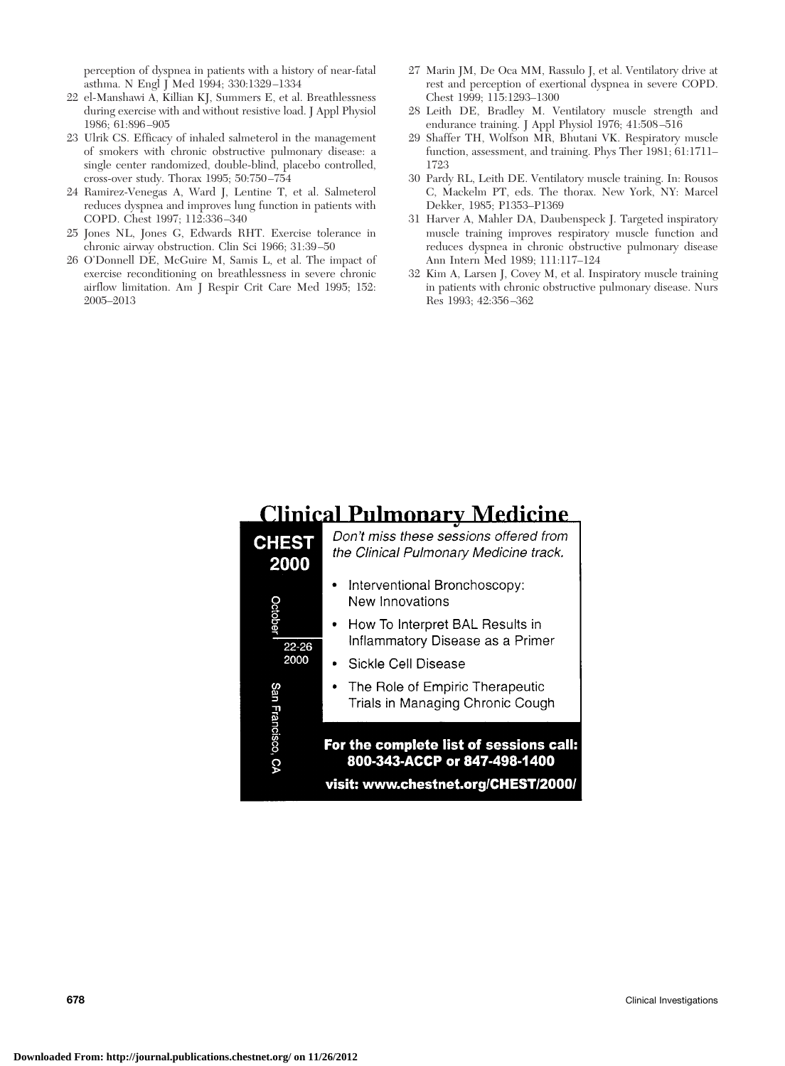perception of dyspnea in patients with a history of near-fatal asthma. N Engl J Med 1994; 330:1329–1334

22 el-Manshawi A, Killian KJ, Summers E, et al. Breathlessness during exercise with and without resistive load. J Appl Physiol 1986; 61:896–905

23 Ulrik CS. Efficacy of inhaled salmeterol in the management of smokers with chronic obstructive pulmonary disease: a single center randomized, double-blind, placebo controlled, cross-over study. Thorax 1995; 50:750–754

24 Ramirez-Venegas A, Ward J, Lentine T, et al. Salmeterol reduces dyspnea and improves lung function in patients with COPD. Chest 1997; 112:336–340

25 Jones NL, Jones G, Edwards RHT. Exercise tolerance in chronic airway obstruction. Clin Sci 1966; 31:39–50

26 O'Donnell DE, McGuire M, Samis L, et al. The impact of exercise reconditioning on breathlessness in severe chronic airflow limitation. Am J Respir Crit Care Med 1995; 152: 2005–2013

27 Marin JM, De Oca MM, Rassulo J, et al. Ventilatory drive at rest and perception of exertional dyspnea in severe COPD. Chest 1999; 115:1293–1300

28 Leith DE, Bradley M. Ventilatory muscle strength and endurance training. J Appl Physiol 1976; 41:508–516

29 Shaffer TH, Wolfson MR, Bhutani VK. Respiratory muscle function, assessment, and training. Phys Ther 1981; 61:1711–1723

30 Pardy RL, Leith DE. Ventilatory muscle training. In: Rousos C, Mackelm PT, eds. The thorax. New York, NY: Marcel Dekker, 1985; P1353–P1369

31 Harver A, Mahler DA, Daubenspeck J. Targeted inspiratory muscle training improves respiratory muscle function and reduces dyspnea in chronic obstructive pulmonary disease Ann Intern Med 1989; 111:117–124

32 Kim A, Larsen J, Covey M, et al. Inspiratory muscle training in patients with chronic obstructive pulmonary disease. Nurs Res 1993; 42:356–362

**Clinical Pulmonary Medicine**

**CHEST 2000**

October 22-26 2000

San Francisco, CA

*Don't miss these sessions offered from the Clinical Pulmonary Medicine track.*

- Interventional Bronchoscopy: New Innovations
- How To Interpret BAL Results in Inflammatory Disease as a Primer
- Sickle Cell Disease
- The Role of Empiric Therapeutic Trials in Managing Chronic Cough

**For the complete list of sessions call: 800-343-ACCP or 847-498-1400**

**visit: www.chestnet.org/CHEST/2000/**